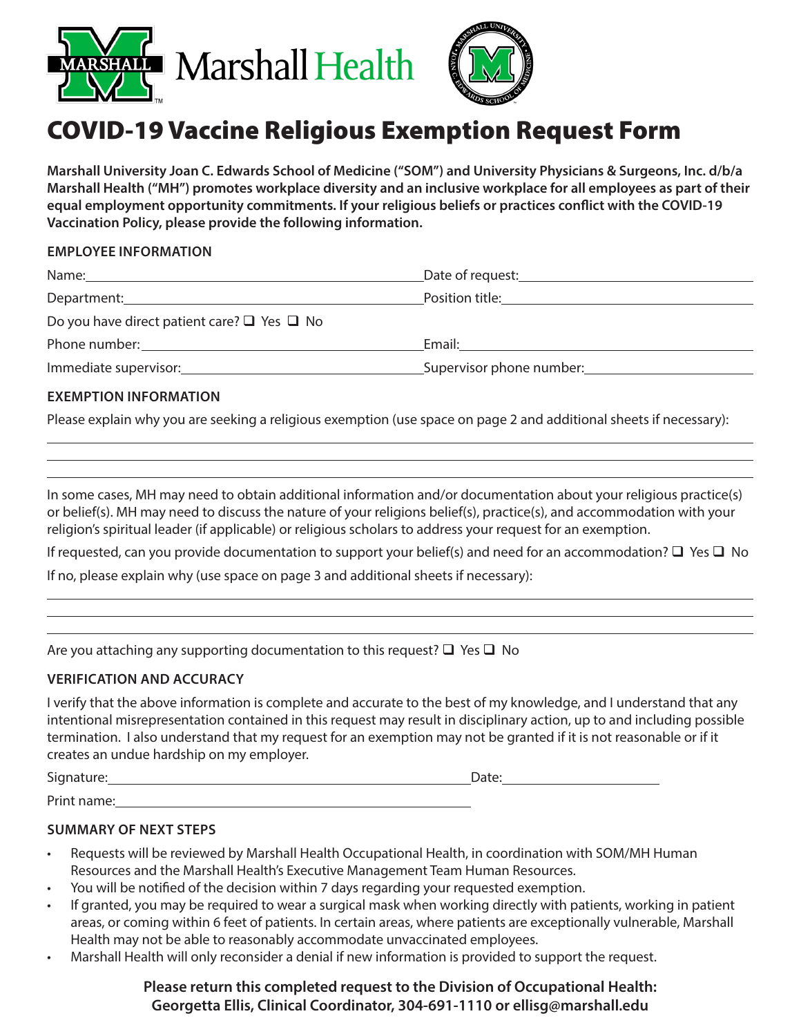Marshall Health

# COVID-19 Vaccine Religious Exemption Request Form

**Marshall University Joan C. Edwards School of Medicine ("SOM") and University Physicians & Surgeons, Inc. d/b/a Marshall Health ("MH") promotes workplace diversity and an inclusive workplace for all employees as part of their equal employment opportunity commitments. If your religious beliefs or practices conflict with the COVID-19 Vaccination Policy, please provide the following information.**

### EMPLOYEE INFORMATION

Name:\_\_\_\_\_\_\_\_\_\_\_\_\_\_\_\_\_\_\_\_\_\_\_\_\_\_\_\_\_\_\_\_\_\_\_\_ Date of request:\_\_\_\_\_\_\_\_\_\_\_\_\_\_\_\_\_\_\_\_\_\_\_\_

Department:\_\_\_\_\_\_\_\_\_\_\_\_\_\_\_\_\_\_\_\_\_\_\_\_\_\_\_\_\_\_\_\_ Position title:\_\_\_\_\_\_\_\_\_\_\_\_\_\_\_\_\_\_\_\_\_\_\_\_\_\_

Do you have direct patient care? ☐ Yes ☐ No

Phone number:\_\_\_\_\_\_\_\_\_\_\_\_\_\_\_\_\_\_\_\_\_\_\_\_\_\_\_\_\_\_\_ Email:\_\_\_\_\_\_\_\_\_\_\_\_\_\_\_\_\_\_\_\_\_\_\_\_\_\_\_\_\_\_\_\_

Immediate supervisor:\_\_\_\_\_\_\_\_\_\_\_\_\_\_\_\_\_\_\_\_\_\_\_\_\_ Supervisor phone number:\_\_\_\_\_\_\_\_\_\_\_\_\_\_\_\_\_\_

### EXEMPTION INFORMATION

Please explain why you are seeking a religious exemption (use space on page 2 and additional sheets if necessary):

\_\_\_\_\_\_\_\_\_\_\_\_\_\_\_\_\_\_\_\_\_\_\_\_\_\_\_\_\_\_\_\_\_\_\_\_\_\_\_\_\_\_\_\_\_\_\_\_\_\_\_\_\_\_\_\_\_\_\_\_\_\_\_\_\_\_\_\_\_\_\_\_\_\_\_\_

\_\_\_\_\_\_\_\_\_\_\_\_\_\_\_\_\_\_\_\_\_\_\_\_\_\_\_\_\_\_\_\_\_\_\_\_\_\_\_\_\_\_\_\_\_\_\_\_\_\_\_\_\_\_\_\_\_\_\_\_\_\_\_\_\_\_\_\_\_\_\_\_\_\_\_\_

\_\_\_\_\_\_\_\_\_\_\_\_\_\_\_\_\_\_\_\_\_\_\_\_\_\_\_\_\_\_\_\_\_\_\_\_\_\_\_\_\_\_\_\_\_\_\_\_\_\_\_\_\_\_\_\_\_\_\_\_\_\_\_\_\_\_\_\_\_\_\_\_\_\_\_\_

In some cases, MH may need to obtain additional information and/or documentation about your religious practice(s) or belief(s). MH may need to discuss the nature of your religions belief(s), practice(s), and accommodation with your religion's spiritual leader (if applicable) or religious scholars to address your request for an exemption.

If requested, can you provide documentation to support your belief(s) and need for an accommodation? ☐ Yes ☐ No

If no, please explain why (use space on page 3 and additional sheets if necessary):

\_\_\_\_\_\_\_\_\_\_\_\_\_\_\_\_\_\_\_\_\_\_\_\_\_\_\_\_\_\_\_\_\_\_\_\_\_\_\_\_\_\_\_\_\_\_\_\_\_\_\_\_\_\_\_\_\_\_\_\_\_\_\_\_\_\_\_\_\_\_\_\_\_\_\_\_

\_\_\_\_\_\_\_\_\_\_\_\_\_\_\_\_\_\_\_\_\_\_\_\_\_\_\_\_\_\_\_\_\_\_\_\_\_\_\_\_\_\_\_\_\_\_\_\_\_\_\_\_\_\_\_\_\_\_\_\_\_\_\_\_\_\_\_\_\_\_\_\_\_\_\_\_

\_\_\_\_\_\_\_\_\_\_\_\_\_\_\_\_\_\_\_\_\_\_\_\_\_\_\_\_\_\_\_\_\_\_\_\_\_\_\_\_\_\_\_\_\_\_\_\_\_\_\_\_\_\_\_\_\_\_\_\_\_\_\_\_\_\_\_\_\_\_\_\_\_\_\_\_

Are you attaching any supporting documentation to this request? ☐ Yes ☐ No

### VERIFICATION AND ACCURACY

I verify that the above information is complete and accurate to the best of my knowledge, and I understand that any intentional misrepresentation contained in this request may result in disciplinary action, up to and including possible termination. I also understand that my request for an exemption may not be granted if it is not reasonable or if it creates an undue hardship on my employer.

Signature:\_\_\_\_\_\_\_\_\_\_\_\_\_\_\_\_\_\_\_\_\_\_\_\_\_\_\_\_\_\_\_\_\_\_\_\_\_\_\_ Date:\_\_\_\_\_\_\_\_\_\_\_\_\_\_\_\_\_\_

Print name:\_\_\_\_\_\_\_\_\_\_\_\_\_\_\_\_\_\_\_\_\_\_\_\_\_\_\_\_\_\_\_\_\_\_\_\_\_\_

### SUMMARY OF NEXT STEPS

- Requests will be reviewed by Marshall Health Occupational Health, in coordination with SOM/MH Human Resources and the Marshall Health's Executive Management Team Human Resources.
- You will be notified of the decision within 7 days regarding your requested exemption.
- If granted, you may be required to wear a surgical mask when working directly with patients, working in patient areas, or coming within 6 feet of patients. In certain areas, where patients are exceptionally vulnerable, Marshall Health may not be able to reasonably accommodate unvaccinated employees.
- Marshall Health will only reconsider a denial if new information is provided to support the request.

**Please return this completed request to the Division of Occupational Health: Georgetta Ellis, Clinical Coordinator, 304-691-1110 or ellisg@marshall.edu**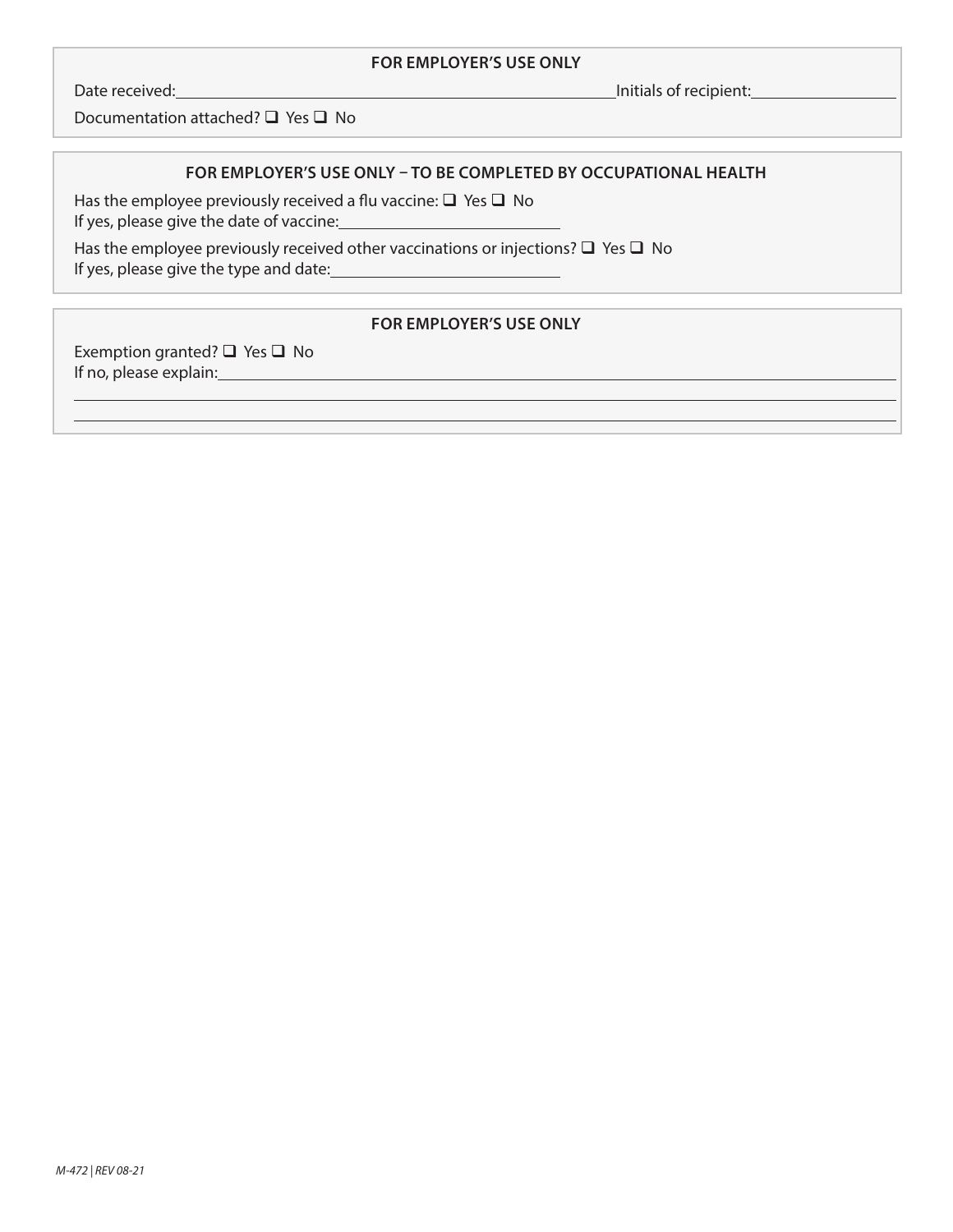**FOR EMPLOYER'S USE ONLY**

Date received: \_\_\_\_\_\_\_\_\_\_\_\_\_\_\_\_\_\_\_\_\_\_\_\_\_\_\_\_\_\_\_\_\_\_\_\_\_\_\_\_ Initials of recipient: \_\_\_\_\_\_\_\_\_\_\_\_\_\_\_\_

Documentation attached? ❑ Yes ❑ No

**FOR EMPLOYER'S USE ONLY – TO BE COMPLETED BY OCCUPATIONAL HEALTH**

Has the employee previously received a flu vaccine: ❑ Yes ❑ No
If yes, please give the date of vaccine: \_\_\_\_\_\_\_\_\_\_\_\_\_\_\_\_\_\_\_\_

Has the employee previously received other vaccinations or injections? ❑ Yes ❑ No
If yes, please give the type and date: \_\_\_\_\_\_\_\_\_\_\_\_\_\_\_\_\_\_\_\_

**FOR EMPLOYER'S USE ONLY**

Exemption granted? ❑ Yes ❑ No
If no, please explain: \_\_\_\_\_\_\_\_\_\_\_\_\_\_\_\_\_\_\_\_\_\_\_\_\_\_\_\_\_\_\_\_\_\_\_\_\_\_\_\_\_\_\_\_\_\_\_\_\_\_\_\_\_\_\_\_

\_\_\_\_\_\_\_\_\_\_\_\_\_\_\_\_\_\_\_\_\_\_\_\_\_\_\_\_\_\_\_\_\_\_\_\_\_\_\_\_\_\_\_\_\_\_\_\_\_\_\_\_\_\_\_\_\_\_\_\_\_\_\_\_\_\_\_\_\_\_\_\_

\_\_\_\_\_\_\_\_\_\_\_\_\_\_\_\_\_\_\_\_\_\_\_\_\_\_\_\_\_\_\_\_\_\_\_\_\_\_\_\_\_\_\_\_\_\_\_\_\_\_\_\_\_\_\_\_\_\_\_\_\_\_\_\_\_\_\_\_\_\_\_\_

*M-472 | REV 08-21*